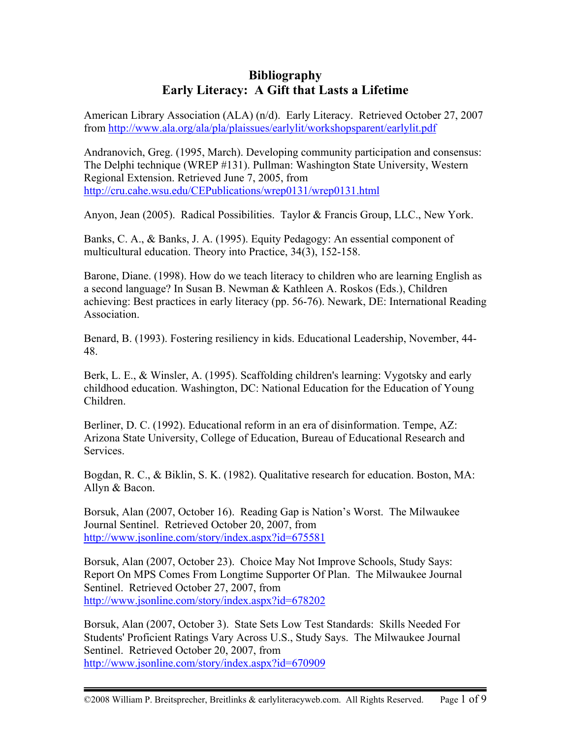# Bibliography
## Early Literacy: A Gift that Lasts a Lifetime

American Library Association (ALA) (n/d). Early Literacy. Retrieved October 27, 2007 from http://www.ala.org/ala/pla/plaissues/earlylit/workshopsparent/earlylit.pdf

Andranovich, Greg. (1995, March). Developing community participation and consensus: The Delphi technique (WREP #131). Pullman: Washington State University, Western Regional Extension. Retrieved June 7, 2005, from http://cru.cahe.wsu.edu/CEPublications/wrep0131/wrep0131.html

Anyon, Jean (2005). Radical Possibilities. Taylor & Francis Group, LLC., New York.

Banks, C. A., & Banks, J. A. (1995). Equity Pedagogy: An essential component of multicultural education. Theory into Practice, 34(3), 152-158.

Barone, Diane. (1998). How do we teach literacy to children who are learning English as a second language? In Susan B. Newman & Kathleen A. Roskos (Eds.), Children achieving: Best practices in early literacy (pp. 56-76). Newark, DE: International Reading Association.

Benard, B. (1993). Fostering resiliency in kids. Educational Leadership, November, 44-48.

Berk, L. E., & Winsler, A. (1995). Scaffolding children's learning: Vygotsky and early childhood education. Washington, DC: National Education for the Education of Young Children.

Berliner, D. C. (1992). Educational reform in an era of disinformation. Tempe, AZ: Arizona State University, College of Education, Bureau of Educational Research and Services.

Bogdan, R. C., & Biklin, S. K. (1982). Qualitative research for education. Boston, MA: Allyn & Bacon.

Borsuk, Alan (2007, October 16). Reading Gap is Nation's Worst. The Milwaukee Journal Sentinel. Retrieved October 20, 2007, from http://www.jsonline.com/story/index.aspx?id=675581

Borsuk, Alan (2007, October 23). Choice May Not Improve Schools, Study Says: Report On MPS Comes From Longtime Supporter Of Plan. The Milwaukee Journal Sentinel. Retrieved October 27, 2007, from http://www.jsonline.com/story/index.aspx?id=678202

Borsuk, Alan (2007, October 3). State Sets Low Test Standards: Skills Needed For Students' Proficient Ratings Vary Across U.S., Study Says. The Milwaukee Journal Sentinel. Retrieved October 20, 2007, from http://www.jsonline.com/story/index.aspx?id=670909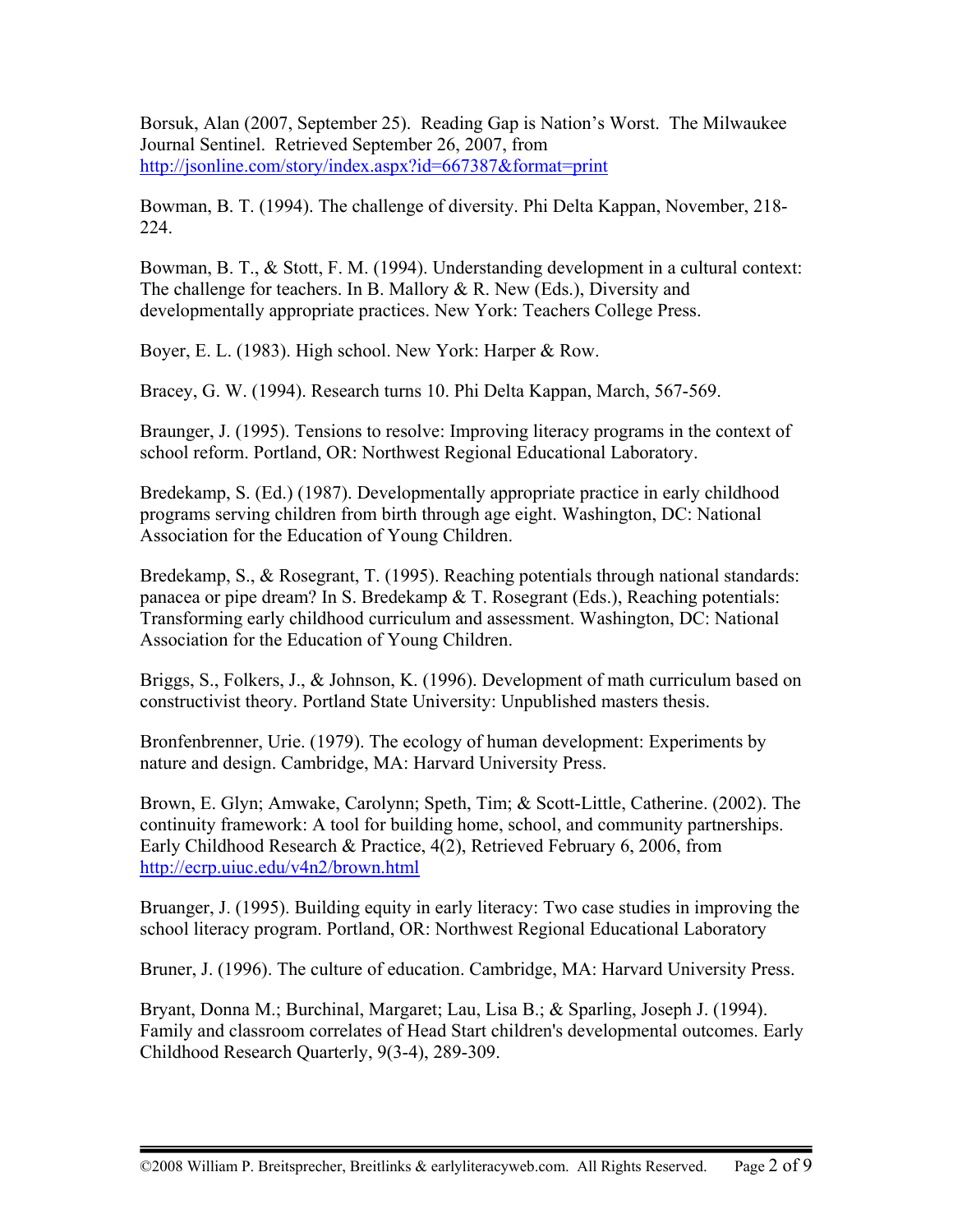Borsuk, Alan (2007, September 25). Reading Gap is Nation's Worst. The Milwaukee Journal Sentinel. Retrieved September 26, 2007, from http://jsonline.com/story/index.aspx?id=667387&format=print

Bowman, B. T. (1994). The challenge of diversity. Phi Delta Kappan, November, 218-224.

Bowman, B. T., & Stott, F. M. (1994). Understanding development in a cultural context: The challenge for teachers. In B. Mallory & R. New (Eds.), Diversity and developmentally appropriate practices. New York: Teachers College Press.

Boyer, E. L. (1983). High school. New York: Harper & Row.

Bracey, G. W. (1994). Research turns 10. Phi Delta Kappan, March, 567-569.

Braunger, J. (1995). Tensions to resolve: Improving literacy programs in the context of school reform. Portland, OR: Northwest Regional Educational Laboratory.

Bredekamp, S. (Ed.) (1987). Developmentally appropriate practice in early childhood programs serving children from birth through age eight. Washington, DC: National Association for the Education of Young Children.

Bredekamp, S., & Rosegrant, T. (1995). Reaching potentials through national standards: panacea or pipe dream? In S. Bredekamp & T. Rosegrant (Eds.), Reaching potentials: Transforming early childhood curriculum and assessment. Washington, DC: National Association for the Education of Young Children.

Briggs, S., Folkers, J., & Johnson, K. (1996). Development of math curriculum based on constructivist theory. Portland State University: Unpublished masters thesis.

Bronfenbrenner, Urie. (1979). The ecology of human development: Experiments by nature and design. Cambridge, MA: Harvard University Press.

Brown, E. Glyn; Amwake, Carolynn; Speth, Tim; & Scott-Little, Catherine. (2002). The continuity framework: A tool for building home, school, and community partnerships. Early Childhood Research & Practice, 4(2), Retrieved February 6, 2006, from http://ecrp.uiuc.edu/v4n2/brown.html

Bruanger, J. (1995). Building equity in early literacy: Two case studies in improving the school literacy program. Portland, OR: Northwest Regional Educational Laboratory

Bruner, J. (1996). The culture of education. Cambridge, MA: Harvard University Press.

Bryant, Donna M.; Burchinal, Margaret; Lau, Lisa B.; & Sparling, Joseph J. (1994). Family and classroom correlates of Head Start children's developmental outcomes. Early Childhood Research Quarterly, 9(3-4), 289-309.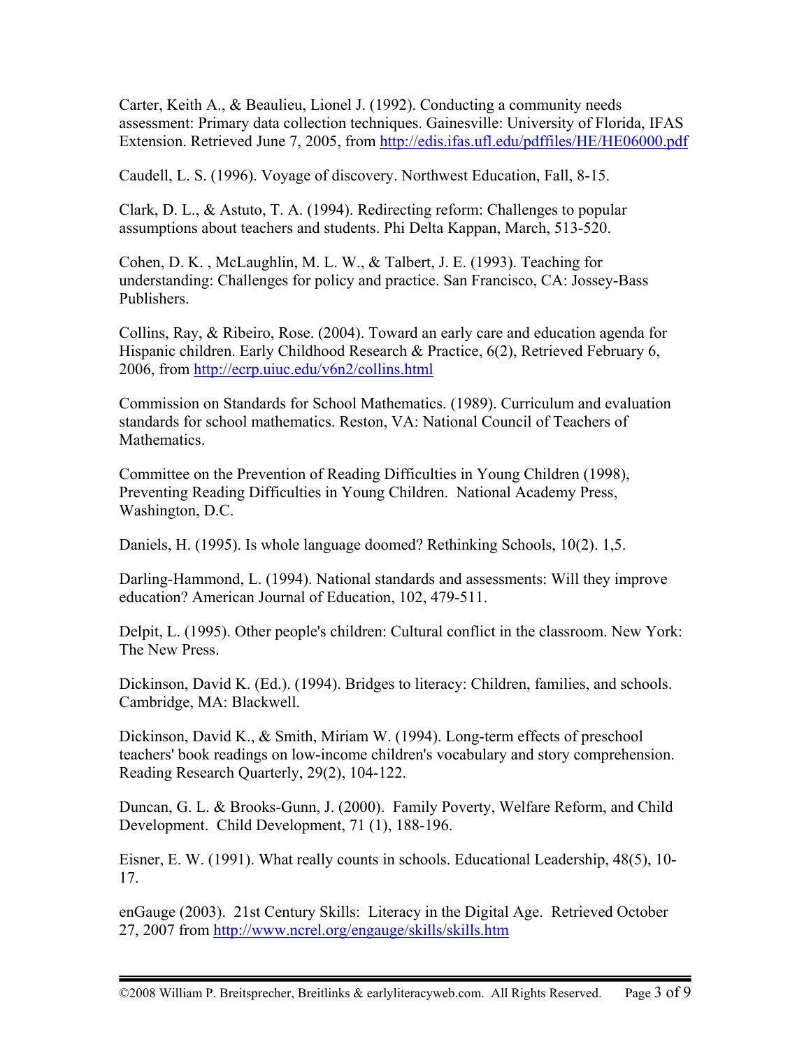Carter, Keith A., & Beaulieu, Lionel J. (1992). Conducting a community needs assessment: Primary data collection techniques. Gainesville: University of Florida, IFAS Extension. Retrieved June 7, 2005, from http://edis.ifas.ufl.edu/pdffiles/HE/HE06000.pdf

Caudell, L. S. (1996). Voyage of discovery. Northwest Education, Fall, 8-15.

Clark, D. L., & Astuto, T. A. (1994). Redirecting reform: Challenges to popular assumptions about teachers and students. Phi Delta Kappan, March, 513-520.

Cohen, D. K. , McLaughlin, M. L. W., & Talbert, J. E. (1993). Teaching for understanding: Challenges for policy and practice. San Francisco, CA: Jossey-Bass Publishers.

Collins, Ray, & Ribeiro, Rose. (2004). Toward an early care and education agenda for Hispanic children. Early Childhood Research & Practice, 6(2), Retrieved February 6, 2006, from http://ecrp.uiuc.edu/v6n2/collins.html

Commission on Standards for School Mathematics. (1989). Curriculum and evaluation standards for school mathematics. Reston, VA: National Council of Teachers of Mathematics.

Committee on the Prevention of Reading Difficulties in Young Children (1998), Preventing Reading Difficulties in Young Children. National Academy Press, Washington, D.C.

Daniels, H. (1995). Is whole language doomed? Rethinking Schools, 10(2). 1,5.

Darling-Hammond, L. (1994). National standards and assessments: Will they improve education? American Journal of Education, 102, 479-511.

Delpit, L. (1995). Other people's children: Cultural conflict in the classroom. New York: The New Press.

Dickinson, David K. (Ed.). (1994). Bridges to literacy: Children, families, and schools. Cambridge, MA: Blackwell.

Dickinson, David K., & Smith, Miriam W. (1994). Long-term effects of preschool teachers' book readings on low-income children's vocabulary and story comprehension. Reading Research Quarterly, 29(2), 104-122.

Duncan, G. L. & Brooks-Gunn, J. (2000). Family Poverty, Welfare Reform, and Child Development. Child Development, 71 (1), 188-196.

Eisner, E. W. (1991). What really counts in schools. Educational Leadership, 48(5), 10-17.

enGauge (2003). 21st Century Skills: Literacy in the Digital Age. Retrieved October 27, 2007 from http://www.ncrel.org/engauge/skills/skills.htm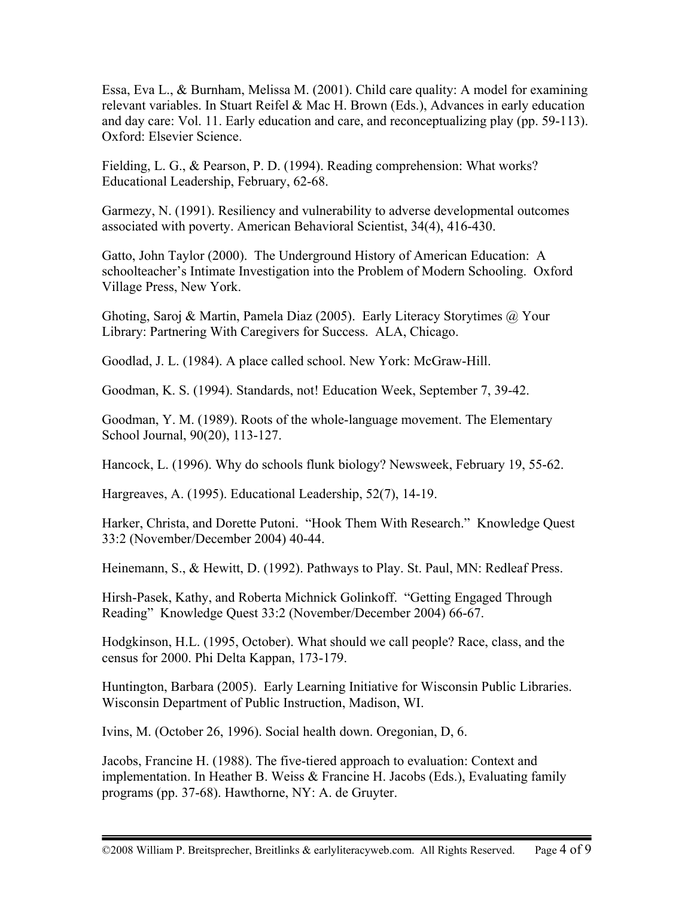Essa, Eva L., & Burnham, Melissa M. (2001). Child care quality: A model for examining relevant variables. In Stuart Reifel & Mac H. Brown (Eds.), Advances in early education and day care: Vol. 11. Early education and care, and reconceptualizing play (pp. 59-113). Oxford: Elsevier Science.

Fielding, L. G., & Pearson, P. D. (1994). Reading comprehension: What works? Educational Leadership, February, 62-68.

Garmezy, N. (1991). Resiliency and vulnerability to adverse developmental outcomes associated with poverty. American Behavioral Scientist, 34(4), 416-430.

Gatto, John Taylor (2000). The Underground History of American Education: A schoolteacher's Intimate Investigation into the Problem of Modern Schooling. Oxford Village Press, New York.

Ghoting, Saroj & Martin, Pamela Diaz (2005). Early Literacy Storytimes @ Your Library: Partnering With Caregivers for Success. ALA, Chicago.

Goodlad, J. L. (1984). A place called school. New York: McGraw-Hill.

Goodman, K. S. (1994). Standards, not! Education Week, September 7, 39-42.

Goodman, Y. M. (1989). Roots of the whole-language movement. The Elementary School Journal, 90(20), 113-127.

Hancock, L. (1996). Why do schools flunk biology? Newsweek, February 19, 55-62.

Hargreaves, A. (1995). Educational Leadership, 52(7), 14-19.

Harker, Christa, and Dorette Putoni. "Hook Them With Research." Knowledge Quest 33:2 (November/December 2004) 40-44.

Heinemann, S., & Hewitt, D. (1992). Pathways to Play. St. Paul, MN: Redleaf Press.

Hirsh-Pasek, Kathy, and Roberta Michnick Golinkoff. "Getting Engaged Through Reading" Knowledge Quest 33:2 (November/December 2004) 66-67.

Hodgkinson, H.L. (1995, October). What should we call people? Race, class, and the census for 2000. Phi Delta Kappan, 173-179.

Huntington, Barbara (2005). Early Learning Initiative for Wisconsin Public Libraries. Wisconsin Department of Public Instruction, Madison, WI.

Ivins, M. (October 26, 1996). Social health down. Oregonian, D, 6.

Jacobs, Francine H. (1988). The five-tiered approach to evaluation: Context and implementation. In Heather B. Weiss & Francine H. Jacobs (Eds.), Evaluating family programs (pp. 37-68). Hawthorne, NY: A. de Gruyter.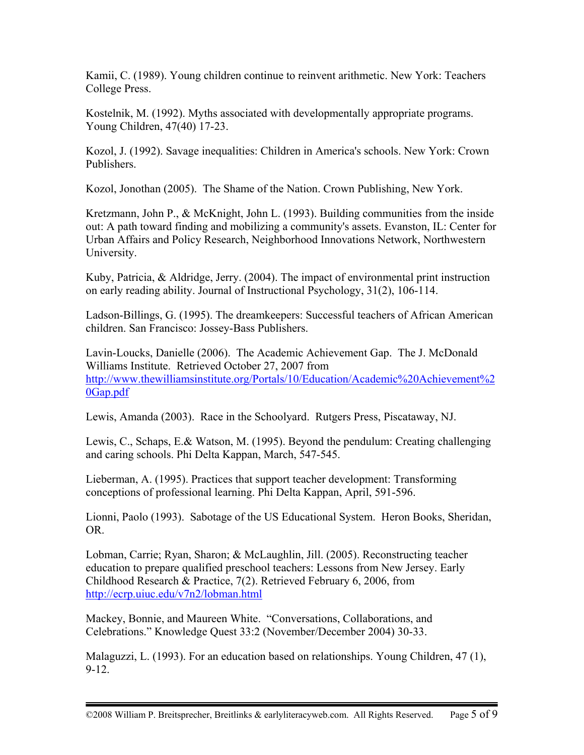Kamii, C. (1989). Young children continue to reinvent arithmetic. New York: Teachers College Press.

Kostelnik, M. (1992). Myths associated with developmentally appropriate programs. Young Children, 47(40) 17-23.

Kozol, J. (1992). Savage inequalities: Children in America's schools. New York: Crown Publishers.

Kozol, Jonothan (2005). The Shame of the Nation. Crown Publishing, New York.

Kretzmann, John P., & McKnight, John L. (1993). Building communities from the inside out: A path toward finding and mobilizing a community's assets. Evanston, IL: Center for Urban Affairs and Policy Research, Neighborhood Innovations Network, Northwestern University.

Kuby, Patricia, & Aldridge, Jerry. (2004). The impact of environmental print instruction on early reading ability. Journal of Instructional Psychology, 31(2), 106-114.

Ladson-Billings, G. (1995). The dreamkeepers: Successful teachers of African American children. San Francisco: Jossey-Bass Publishers.

Lavin-Loucks, Danielle (2006). The Academic Achievement Gap. The J. McDonald Williams Institute. Retrieved October 27, 2007 from http://www.thewilliamsinstitute.org/Portals/10/Education/Academic%20Achievement%20Gap.pdf

Lewis, Amanda (2003). Race in the Schoolyard. Rutgers Press, Piscataway, NJ.

Lewis, C., Schaps, E.& Watson, M. (1995). Beyond the pendulum: Creating challenging and caring schools. Phi Delta Kappan, March, 547-545.

Lieberman, A. (1995). Practices that support teacher development: Transforming conceptions of professional learning. Phi Delta Kappan, April, 591-596.

Lionni, Paolo (1993). Sabotage of the US Educational System. Heron Books, Sheridan, OR.

Lobman, Carrie; Ryan, Sharon; & McLaughlin, Jill. (2005). Reconstructing teacher education to prepare qualified preschool teachers: Lessons from New Jersey. Early Childhood Research & Practice, 7(2). Retrieved February 6, 2006, from http://ecrp.uiuc.edu/v7n2/lobman.html

Mackey, Bonnie, and Maureen White. "Conversations, Collaborations, and Celebrations." Knowledge Quest 33:2 (November/December 2004) 30-33.

Malaguzzi, L. (1993). For an education based on relationships. Young Children, 47 (1), 9-12.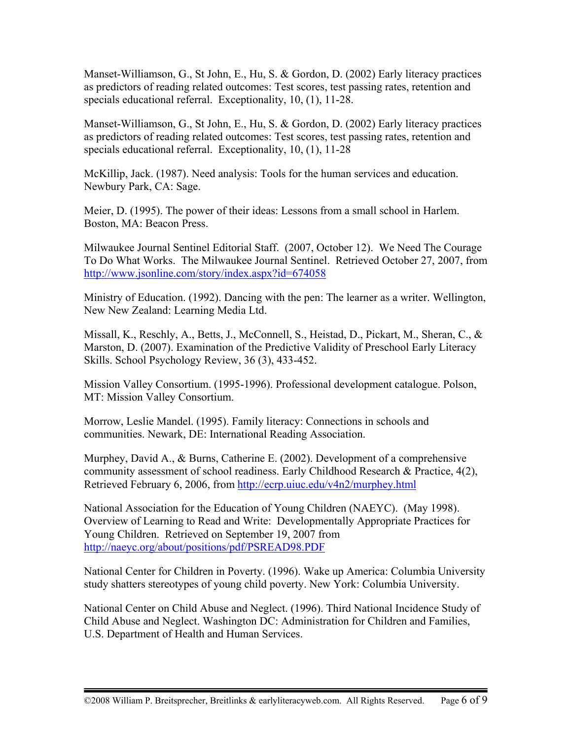Manset-Williamson, G., St John, E., Hu, S. & Gordon, D. (2002) Early literacy practices as predictors of reading related outcomes: Test scores, test passing rates, retention and specials educational referral. Exceptionality, 10, (1), 11-28.

Manset-Williamson, G., St John, E., Hu, S. & Gordon, D. (2002) Early literacy practices as predictors of reading related outcomes: Test scores, test passing rates, retention and specials educational referral. Exceptionality, 10, (1), 11-28

McKillip, Jack. (1987). Need analysis: Tools for the human services and education. Newbury Park, CA: Sage.

Meier, D. (1995). The power of their ideas: Lessons from a small school in Harlem. Boston, MA: Beacon Press.

Milwaukee Journal Sentinel Editorial Staff. (2007, October 12). We Need The Courage To Do What Works. The Milwaukee Journal Sentinel. Retrieved October 27, 2007, from http://www.jsonline.com/story/index.aspx?id=674058

Ministry of Education. (1992). Dancing with the pen: The learner as a writer. Wellington, New New Zealand: Learning Media Ltd.

Missall, K., Reschly, A., Betts, J., McConnell, S., Heistad, D., Pickart, M., Sheran, C., & Marston, D. (2007). Examination of the Predictive Validity of Preschool Early Literacy Skills. School Psychology Review, 36 (3), 433-452.

Mission Valley Consortium. (1995-1996). Professional development catalogue. Polson, MT: Mission Valley Consortium.

Morrow, Leslie Mandel. (1995). Family literacy: Connections in schools and communities. Newark, DE: International Reading Association.

Murphey, David A., & Burns, Catherine E. (2002). Development of a comprehensive community assessment of school readiness. Early Childhood Research & Practice, 4(2), Retrieved February 6, 2006, from http://ecrp.uiuc.edu/v4n2/murphey.html

National Association for the Education of Young Children (NAEYC). (May 1998). Overview of Learning to Read and Write: Developmentally Appropriate Practices for Young Children. Retrieved on September 19, 2007 from http://naeyc.org/about/positions/pdf/PSREAD98.PDF

National Center for Children in Poverty. (1996). Wake up America: Columbia University study shatters stereotypes of young child poverty. New York: Columbia University.

National Center on Child Abuse and Neglect. (1996). Third National Incidence Study of Child Abuse and Neglect. Washington DC: Administration for Children and Families, U.S. Department of Health and Human Services.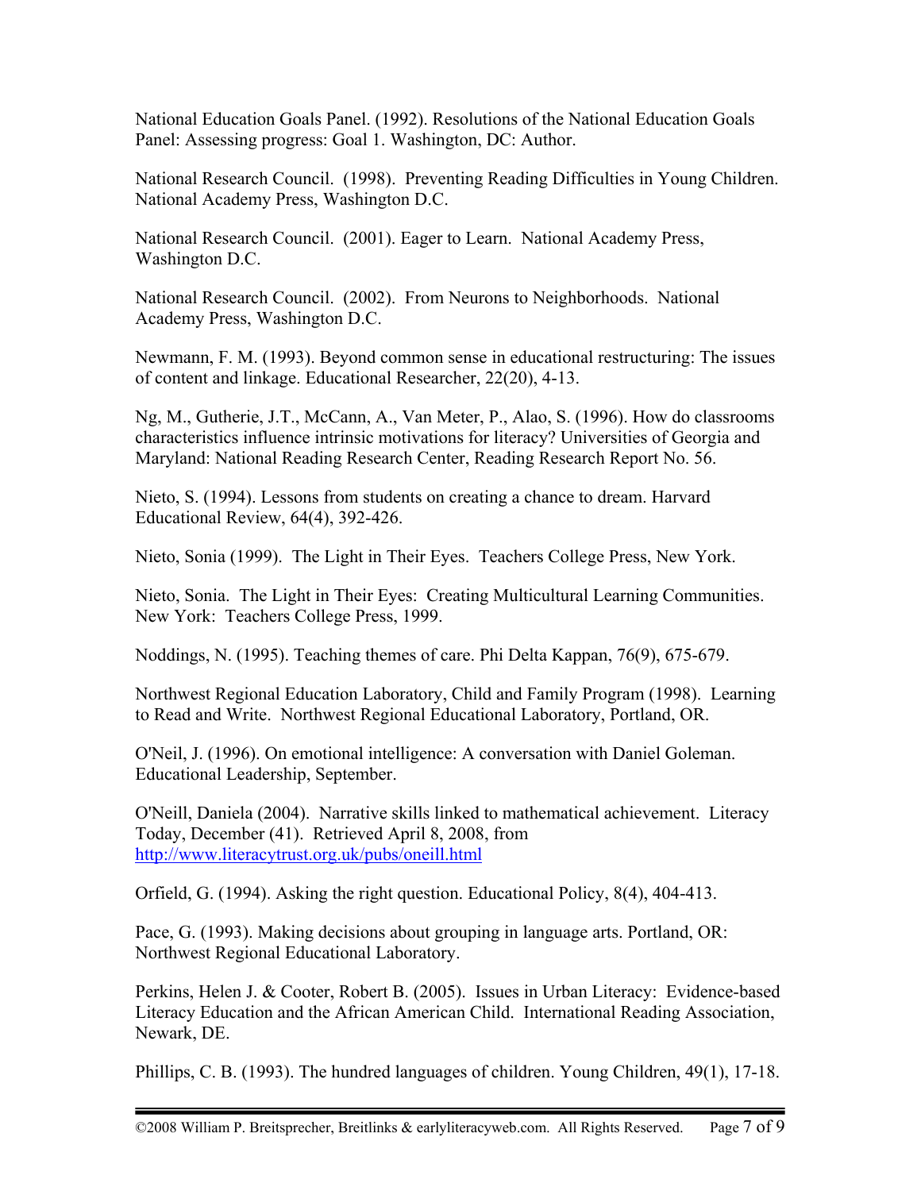National Education Goals Panel. (1992). Resolutions of the National Education Goals Panel: Assessing progress: Goal 1. Washington, DC: Author.

National Research Council. (1998). Preventing Reading Difficulties in Young Children. National Academy Press, Washington D.C.

National Research Council. (2001). Eager to Learn. National Academy Press, Washington D.C.

National Research Council. (2002). From Neurons to Neighborhoods. National Academy Press, Washington D.C.

Newmann, F. M. (1993). Beyond common sense in educational restructuring: The issues of content and linkage. Educational Researcher, 22(20), 4-13.

Ng, M., Gutherie, J.T., McCann, A., Van Meter, P., Alao, S. (1996). How do classrooms characteristics influence intrinsic motivations for literacy? Universities of Georgia and Maryland: National Reading Research Center, Reading Research Report No. 56.

Nieto, S. (1994). Lessons from students on creating a chance to dream. Harvard Educational Review, 64(4), 392-426.

Nieto, Sonia (1999). The Light in Their Eyes. Teachers College Press, New York.

Nieto, Sonia. The Light in Their Eyes: Creating Multicultural Learning Communities. New York: Teachers College Press, 1999.

Noddings, N. (1995). Teaching themes of care. Phi Delta Kappan, 76(9), 675-679.

Northwest Regional Education Laboratory, Child and Family Program (1998). Learning to Read and Write. Northwest Regional Educational Laboratory, Portland, OR.

O'Neil, J. (1996). On emotional intelligence: A conversation with Daniel Goleman. Educational Leadership, September.

O'Neill, Daniela (2004). Narrative skills linked to mathematical achievement. Literacy Today, December (41). Retrieved April 8, 2008, from http://www.literacytrust.org.uk/pubs/oneill.html

Orfield, G. (1994). Asking the right question. Educational Policy, 8(4), 404-413.

Pace, G. (1993). Making decisions about grouping in language arts. Portland, OR: Northwest Regional Educational Laboratory.

Perkins, Helen J. & Cooter, Robert B. (2005). Issues in Urban Literacy: Evidence-based Literacy Education and the African American Child. International Reading Association, Newark, DE.

Phillips, C. B. (1993). The hundred languages of children. Young Children, 49(1), 17-18.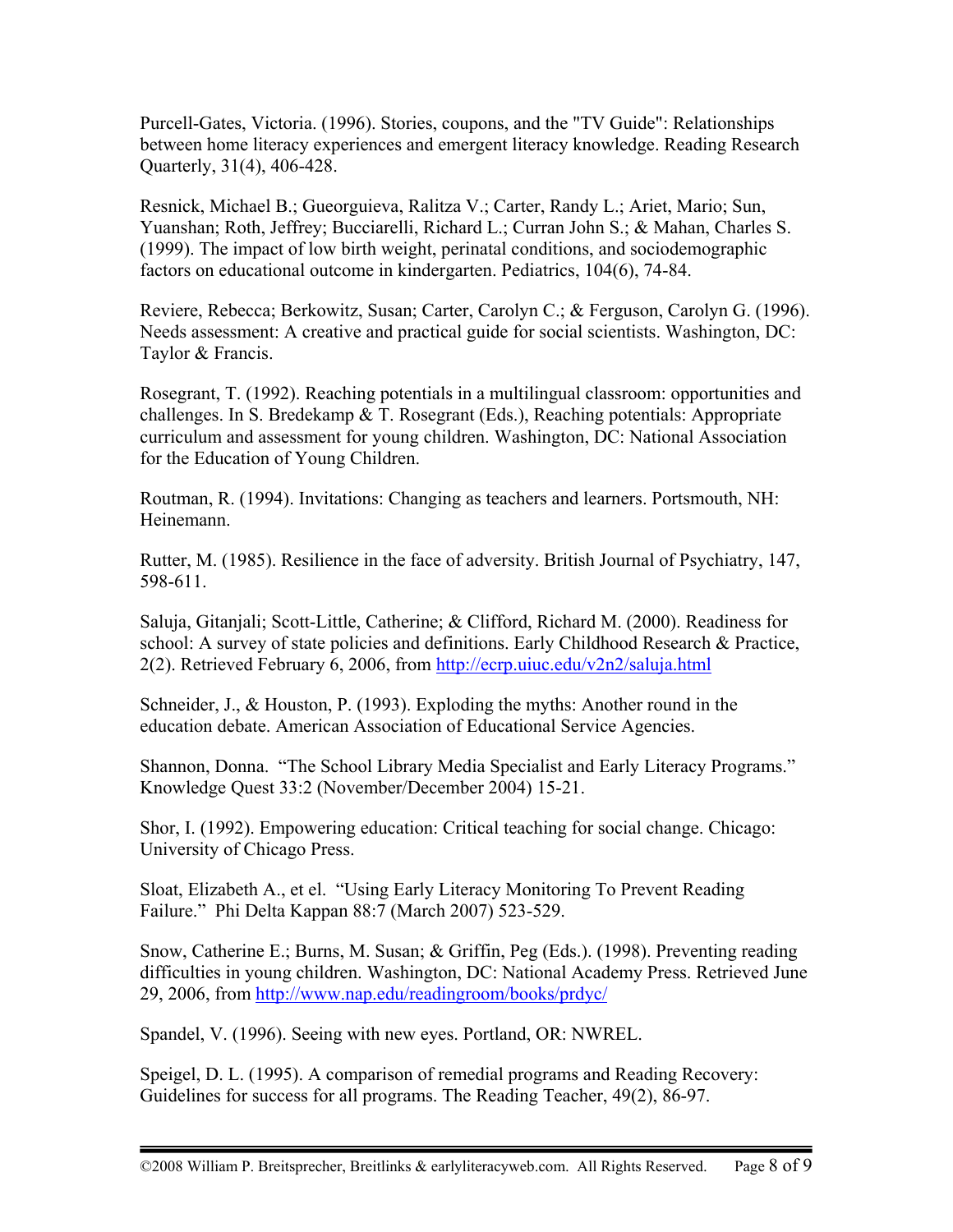Purcell-Gates, Victoria. (1996). Stories, coupons, and the "TV Guide": Relationships between home literacy experiences and emergent literacy knowledge. Reading Research Quarterly, 31(4), 406-428.

Resnick, Michael B.; Gueorguieva, Ralitza V.; Carter, Randy L.; Ariet, Mario; Sun, Yuanshan; Roth, Jeffrey; Bucciarelli, Richard L.; Curran John S.; & Mahan, Charles S. (1999). The impact of low birth weight, perinatal conditions, and sociodemographic factors on educational outcome in kindergarten. Pediatrics, 104(6), 74-84.

Reviere, Rebecca; Berkowitz, Susan; Carter, Carolyn C.; & Ferguson, Carolyn G. (1996). Needs assessment: A creative and practical guide for social scientists. Washington, DC: Taylor & Francis.

Rosegrant, T. (1992). Reaching potentials in a multilingual classroom: opportunities and challenges. In S. Bredekamp & T. Rosegrant (Eds.), Reaching potentials: Appropriate curriculum and assessment for young children. Washington, DC: National Association for the Education of Young Children.

Routman, R. (1994). Invitations: Changing as teachers and learners. Portsmouth, NH: Heinemann.

Rutter, M. (1985). Resilience in the face of adversity. British Journal of Psychiatry, 147, 598-611.

Saluja, Gitanjali; Scott-Little, Catherine; & Clifford, Richard M. (2000). Readiness for school: A survey of state policies and definitions. Early Childhood Research & Practice, 2(2). Retrieved February 6, 2006, from http://ecrp.uiuc.edu/v2n2/saluja.html

Schneider, J., & Houston, P. (1993). Exploding the myths: Another round in the education debate. American Association of Educational Service Agencies.

Shannon, Donna. "The School Library Media Specialist and Early Literacy Programs." Knowledge Quest 33:2 (November/December 2004) 15-21.

Shor, I. (1992). Empowering education: Critical teaching for social change. Chicago: University of Chicago Press.

Sloat, Elizabeth A., et el. "Using Early Literacy Monitoring To Prevent Reading Failure." Phi Delta Kappan 88:7 (March 2007) 523-529.

Snow, Catherine E.; Burns, M. Susan; & Griffin, Peg (Eds.). (1998). Preventing reading difficulties in young children. Washington, DC: National Academy Press. Retrieved June 29, 2006, from http://www.nap.edu/readingroom/books/prdyc/

Spandel, V. (1996). Seeing with new eyes. Portland, OR: NWREL.

Speigel, D. L. (1995). A comparison of remedial programs and Reading Recovery: Guidelines for success for all programs. The Reading Teacher, 49(2), 86-97.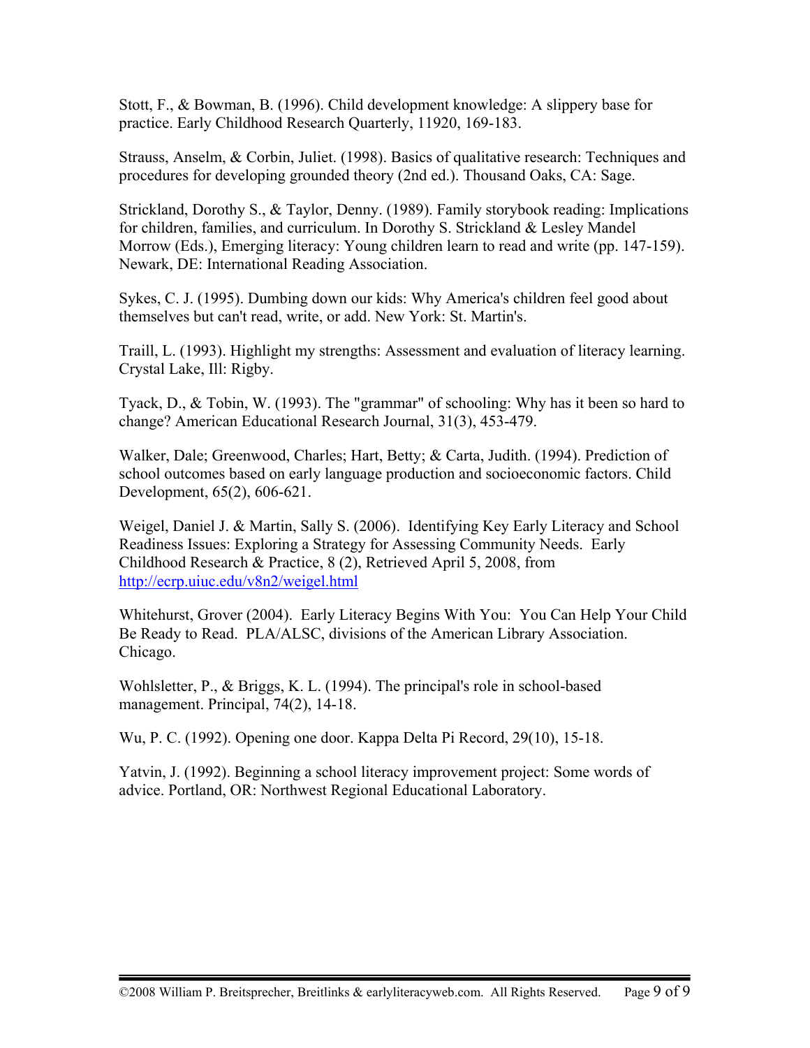Stott, F., & Bowman, B. (1996). Child development knowledge: A slippery base for practice. Early Childhood Research Quarterly, 11920, 169-183.

Strauss, Anselm, & Corbin, Juliet. (1998). Basics of qualitative research: Techniques and procedures for developing grounded theory (2nd ed.). Thousand Oaks, CA: Sage.

Strickland, Dorothy S., & Taylor, Denny. (1989). Family storybook reading: Implications for children, families, and curriculum. In Dorothy S. Strickland & Lesley Mandel Morrow (Eds.), Emerging literacy: Young children learn to read and write (pp. 147-159). Newark, DE: International Reading Association.

Sykes, C. J. (1995). Dumbing down our kids: Why America's children feel good about themselves but can't read, write, or add. New York: St. Martin's.

Traill, L. (1993). Highlight my strengths: Assessment and evaluation of literacy learning. Crystal Lake, Ill: Rigby.

Tyack, D., & Tobin, W. (1993). The "grammar" of schooling: Why has it been so hard to change? American Educational Research Journal, 31(3), 453-479.

Walker, Dale; Greenwood, Charles; Hart, Betty; & Carta, Judith. (1994). Prediction of school outcomes based on early language production and socioeconomic factors. Child Development, 65(2), 606-621.

Weigel, Daniel J. & Martin, Sally S. (2006). Identifying Key Early Literacy and School Readiness Issues: Exploring a Strategy for Assessing Community Needs. Early Childhood Research & Practice, 8 (2), Retrieved April 5, 2008, from http://ecrp.uiuc.edu/v8n2/weigel.html

Whitehurst, Grover (2004). Early Literacy Begins With You: You Can Help Your Child Be Ready to Read. PLA/ALSC, divisions of the American Library Association. Chicago.

Wohlsletter, P., & Briggs, K. L. (1994). The principal's role in school-based management. Principal, 74(2), 14-18.

Wu, P. C. (1992). Opening one door. Kappa Delta Pi Record, 29(10), 15-18.

Yatvin, J. (1992). Beginning a school literacy improvement project: Some words of advice. Portland, OR: Northwest Regional Educational Laboratory.